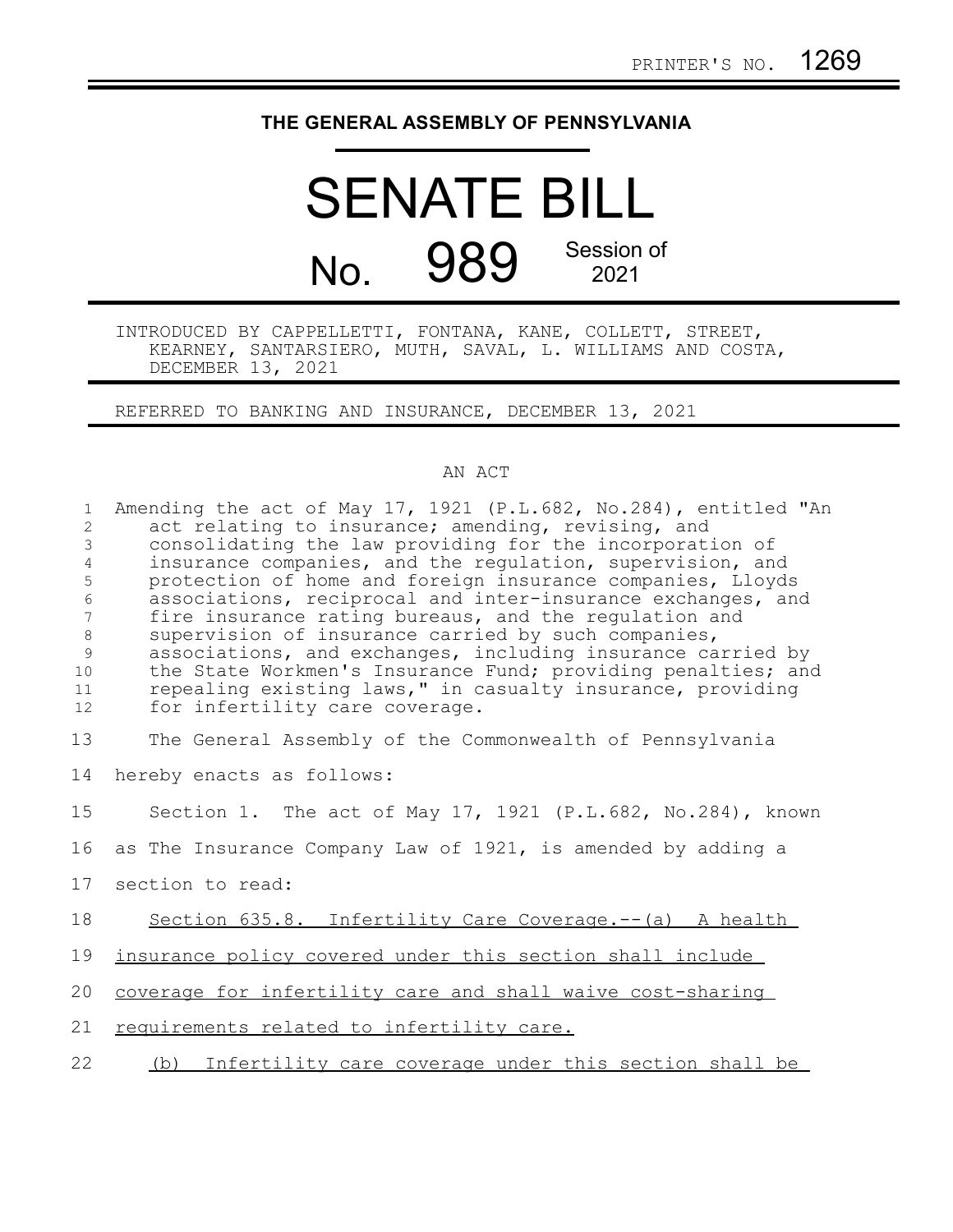PRINTER'S NO. 1269

# THE GENERAL ASSEMBLY OF PENNSYLVANIA

# SENATE BILL

## No. 989 Session of 2021

INTRODUCED BY CAPPELLETTI, FONTANA, KANE, COLLETT, STREET, KEARNEY, SANTARSIERO, MUTH, SAVAL, L. WILLIAMS AND COSTA, DECEMBER 13, 2021

REFERRED TO BANKING AND INSURANCE, DECEMBER 13, 2021

AN ACT

Amending the act of May 17, 1921 (P.L.682, No.284), entitled "An act relating to insurance; amending, revising, and consolidating the law providing for the incorporation of insurance companies, and the regulation, supervision, and protection of home and foreign insurance companies, Lloyds associations, reciprocal and inter-insurance exchanges, and fire insurance rating bureaus, and the regulation and supervision of insurance carried by such companies, associations, and exchanges, including insurance carried by the State Workmen's Insurance Fund; providing penalties; and repealing existing laws," in casualty insurance, providing for infertility care coverage.

The General Assembly of the Commonwealth of Pennsylvania hereby enacts as follows:

Section 1. The act of May 17, 1921 (P.L.682, No.284), known as The Insurance Company Law of 1921, is amended by adding a section to read:

Section 635.8. Infertility Care Coverage.--(a) A health insurance policy covered under this section shall include coverage for infertility care and shall waive cost-sharing requirements related to infertility care.

(b) Infertility care coverage under this section shall be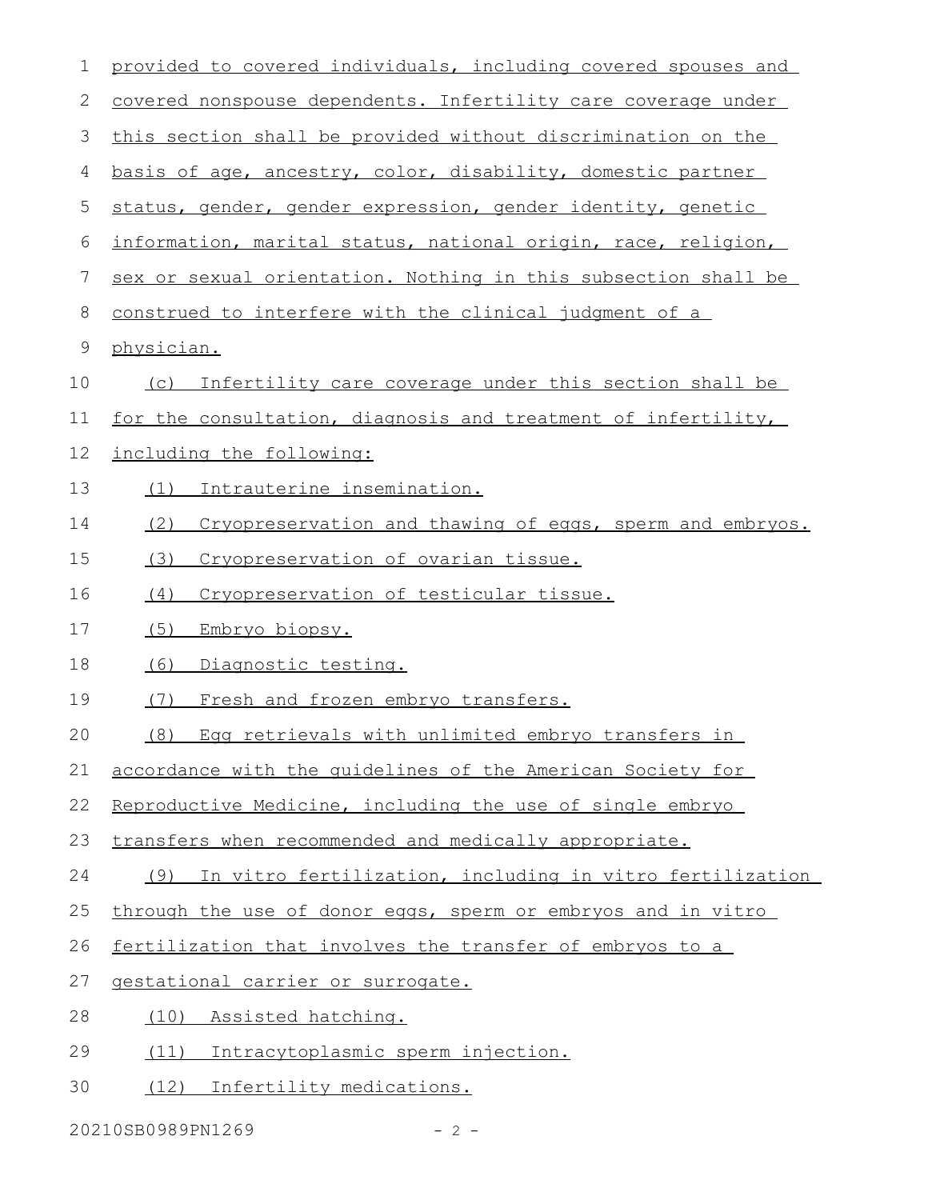provided to covered individuals, including covered spouses and covered nonspouse dependents. Infertility care coverage under this section shall be provided without discrimination on the basis of age, ancestry, color, disability, domestic partner status, gender, gender expression, gender identity, genetic information, marital status, national origin, race, religion, sex or sexual orientation. Nothing in this subsection shall be construed to interfere with the clinical judgment of a physician.

(c) Infertility care coverage under this section shall be for the consultation, diagnosis and treatment of infertility, including the following:

(1) Intrauterine insemination.

(2) Cryopreservation and thawing of eggs, sperm and embryos.

(3) Cryopreservation of ovarian tissue.

(4) Cryopreservation of testicular tissue.

(5) Embryo biopsy.

(6) Diagnostic testing.

(7) Fresh and frozen embryo transfers.

(8) Egg retrievals with unlimited embryo transfers in accordance with the guidelines of the American Society for Reproductive Medicine, including the use of single embryo transfers when recommended and medically appropriate.

(9) In vitro fertilization, including in vitro fertilization through the use of donor eggs, sperm or embryos and in vitro fertilization that involves the transfer of embryos to a gestational carrier or surrogate.

(10) Assisted hatching.

(11) Intracytoplasmic sperm injection.

(12) Infertility medications.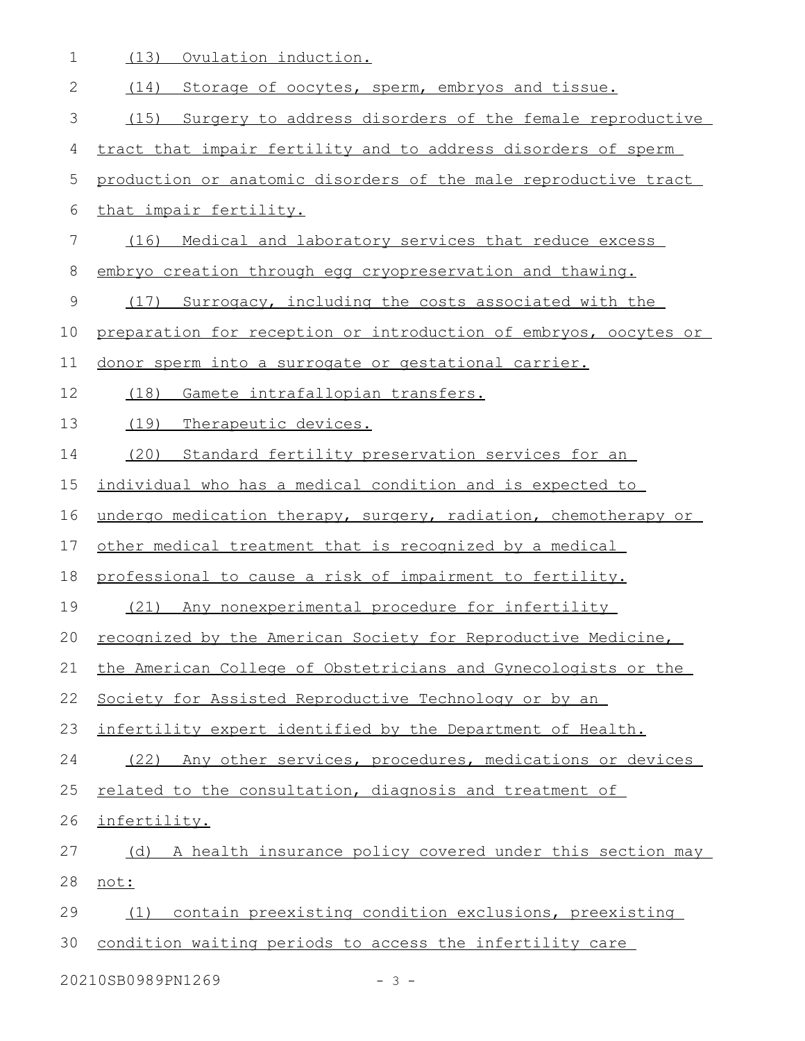(13) Ovulation induction.

(14) Storage of oocytes, sperm, embryos and tissue.

(15) Surgery to address disorders of the female reproductive tract that impair fertility and to address disorders of sperm production or anatomic disorders of the male reproductive tract that impair fertility.

(16) Medical and laboratory services that reduce excess embryo creation through egg cryopreservation and thawing.

(17) Surrogacy, including the costs associated with the preparation for reception or introduction of embryos, oocytes or donor sperm into a surrogate or gestational carrier.

(18) Gamete intrafallopian transfers.

(19) Therapeutic devices.

(20) Standard fertility preservation services for an individual who has a medical condition and is expected to undergo medication therapy, surgery, radiation, chemotherapy or other medical treatment that is recognized by a medical professional to cause a risk of impairment to fertility.

(21) Any nonexperimental procedure for infertility recognized by the American Society for Reproductive Medicine, the American College of Obstetricians and Gynecologists or the Society for Assisted Reproductive Technology or by an infertility expert identified by the Department of Health.

(22) Any other services, procedures, medications or devices related to the consultation, diagnosis and treatment of infertility.

(d) A health insurance policy covered under this section may not:

(1) contain preexisting condition exclusions, preexisting condition waiting periods to access the infertility care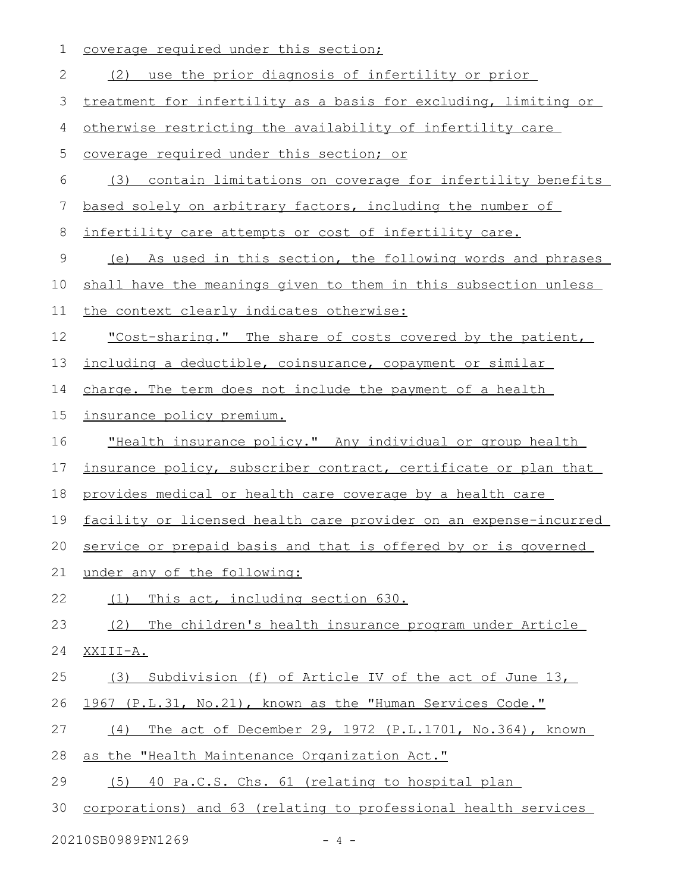coverage required under this section;

(2) use the prior diagnosis of infertility or prior treatment for infertility as a basis for excluding, limiting or otherwise restricting the availability of infertility care coverage required under this section; or

(3) contain limitations on coverage for infertility benefits based solely on arbitrary factors, including the number of infertility care attempts or cost of infertility care.

(e) As used in this section, the following words and phrases shall have the meanings given to them in this subsection unless the context clearly indicates otherwise:

"Cost-sharing." The share of costs covered by the patient, including a deductible, coinsurance, copayment or similar charge. The term does not include the payment of a health insurance policy premium.

"Health insurance policy." Any individual or group health insurance policy, subscriber contract, certificate or plan that provides medical or health care coverage by a health care facility or licensed health care provider on an expense-incurred service or prepaid basis and that is offered by or is governed under any of the following:

(1) This act, including section 630.

(2) The children's health insurance program under Article XXIII-A.

(3) Subdivision (f) of Article IV of the act of June 13, 1967 (P.L.31, No.21), known as the "Human Services Code."

(4) The act of December 29, 1972 (P.L.1701, No.364), known as the "Health Maintenance Organization Act."

(5) 40 Pa.C.S. Chs. 61 (relating to hospital plan corporations) and 63 (relating to professional health services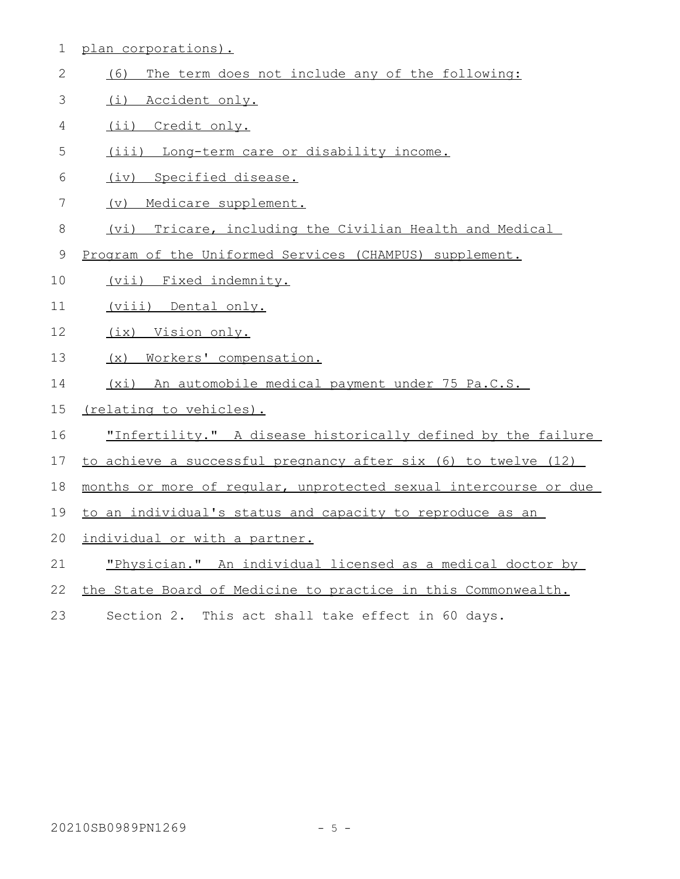plan corporations).

(6) The term does not include any of the following:

(i) Accident only.

(ii) Credit only.

(iii) Long-term care or disability income.

(iv) Specified disease.

(v) Medicare supplement.

(vi) Tricare, including the Civilian Health and Medical Program of the Uniformed Services (CHAMPUS) supplement.

(vii) Fixed indemnity.

(viii) Dental only.

(ix) Vision only.

(x) Workers' compensation.

(xi) An automobile medical payment under 75 Pa.C.S. (relating to vehicles).

"Infertility." A disease historically defined by the failure to achieve a successful pregnancy after six (6) to twelve (12) months or more of regular, unprotected sexual intercourse or due to an individual's status and capacity to reproduce as an individual or with a partner.

"Physician." An individual licensed as a medical doctor by the State Board of Medicine to practice in this Commonwealth.

Section 2. This act shall take effect in 60 days.